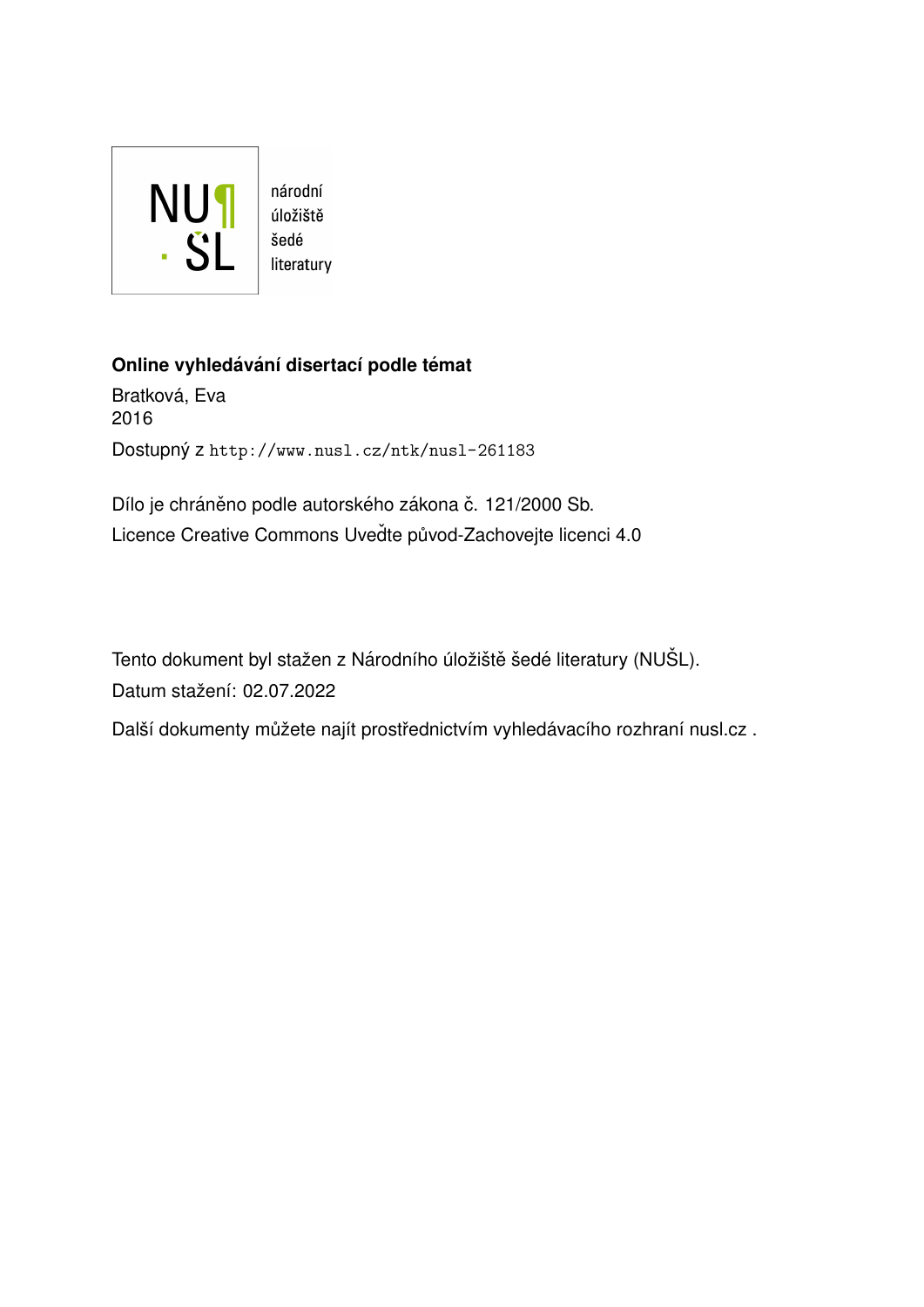národní
úložiště
šedé
literatury

**Online vyhledávání disertací podle témat**

Bratková, Eva
2016

Dostupný z http://www.nusl.cz/ntk/nusl-261183

Dílo je chráněno podle autorského zákona č. 121/2000 Sb.
Licence Creative Commons Uveďte původ-Zachovejte licenci 4.0

Tento dokument byl stažen z Národního úložiště šedé literatury (NUŠL).
Datum stažení: 02.07.2022

Další dokumenty můžete najít prostřednictvím vyhledávacího rozhraní nusl.cz .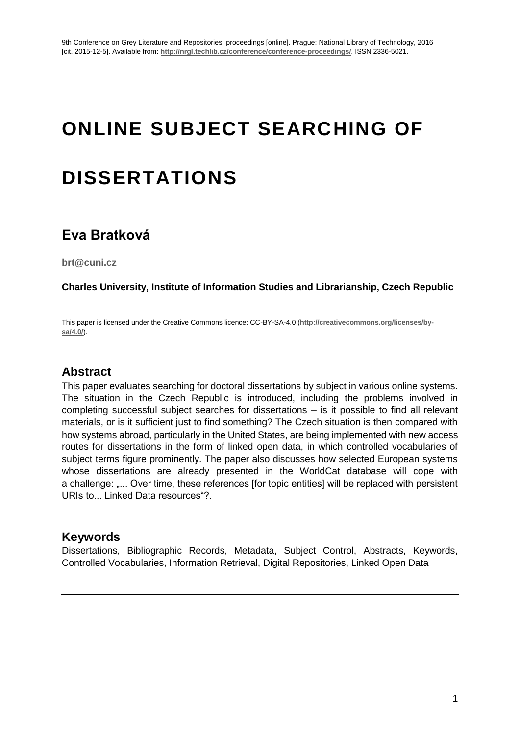# ONLINE SUBJECT SEARCHING OF DISSERTATIONS

## Eva Bratková

**brt@cuni.cz**

**Charles University, Institute of Information Studies and Librarianship, Czech Republic**

This paper is licensed under the Creative Commons licence: CC-BY-SA-4.0 (**http://creativecommons.org/licenses/by-sa/4.0/**).

## Abstract

This paper evaluates searching for doctoral dissertations by subject in various online systems. The situation in the Czech Republic is introduced, including the problems involved in completing successful subject searches for dissertations – is it possible to find all relevant materials, or is it sufficient just to find something? The Czech situation is then compared with how systems abroad, particularly in the United States, are being implemented with new access routes for dissertations in the form of linked open data, in which controlled vocabularies of subject terms figure prominently. The paper also discusses how selected European systems whose dissertations are already presented in the WorldCat database will cope with a challenge: „... Over time, these references [for topic entities] will be replaced with persistent URIs to... Linked Data resources"?.

## Keywords

Dissertations, Bibliographic Records, Metadata, Subject Control, Abstracts, Keywords, Controlled Vocabularies, Information Retrieval, Digital Repositories, Linked Open Data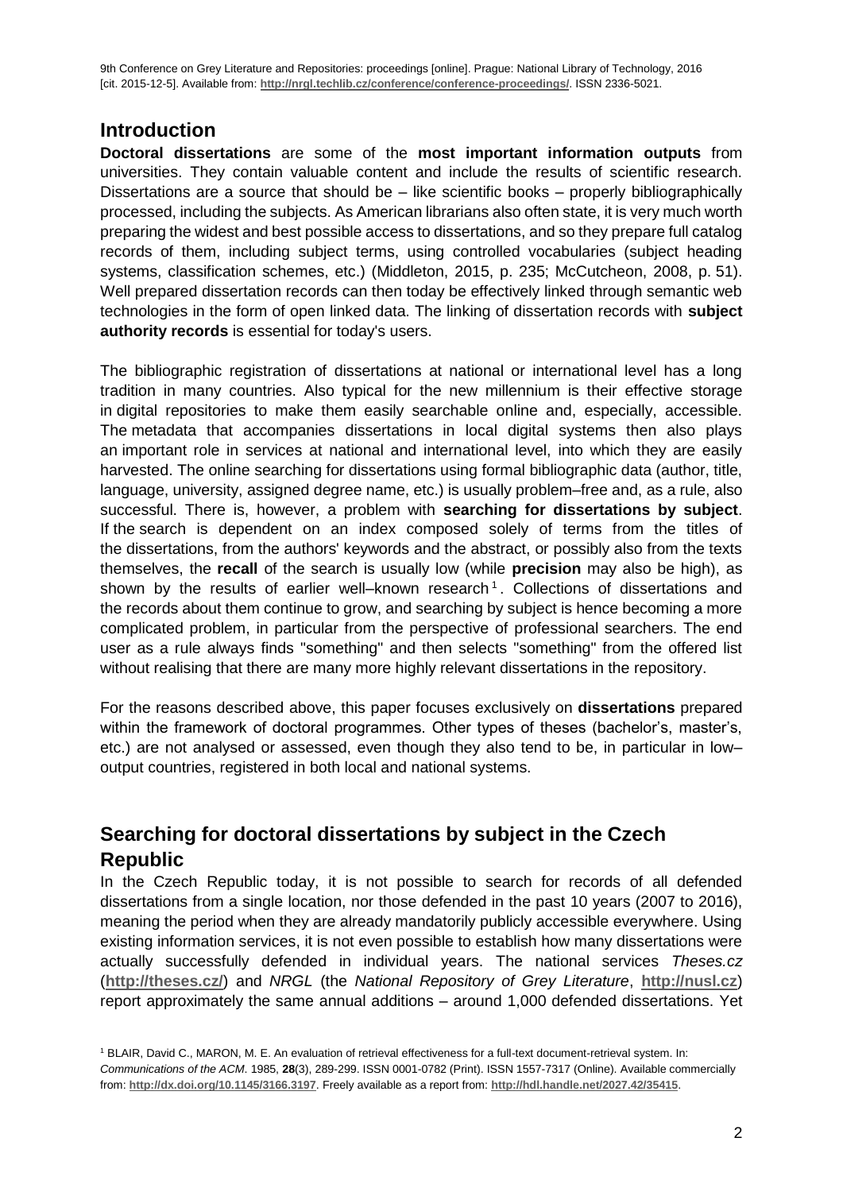## Introduction

**Doctoral dissertations** are some of the **most important information outputs** from universities. They contain valuable content and include the results of scientific research. Dissertations are a source that should be – like scientific books – properly bibliographically processed, including the subjects. As American librarians also often state, it is very much worth preparing the widest and best possible access to dissertations, and so they prepare full catalog records of them, including subject terms, using controlled vocabularies (subject heading systems, classification schemes, etc.) (Middleton, 2015, p. 235; McCutcheon, 2008, p. 51). Well prepared dissertation records can then today be effectively linked through semantic web technologies in the form of open linked data. The linking of dissertation records with **subject authority records** is essential for today's users.

The bibliographic registration of dissertations at national or international level has a long tradition in many countries. Also typical for the new millennium is their effective storage in digital repositories to make them easily searchable online and, especially, accessible. The metadata that accompanies dissertations in local digital systems then also plays an important role in services at national and international level, into which they are easily harvested. The online searching for dissertations using formal bibliographic data (author, title, language, university, assigned degree name, etc.) is usually problem–free and, as a rule, also successful. There is, however, a problem with **searching for dissertations by subject**. If the search is dependent on an index composed solely of terms from the titles of the dissertations, from the authors' keywords and the abstract, or possibly also from the texts themselves, the **recall** of the search is usually low (while **precision** may also be high), as shown by the results of earlier well–known research[1]. Collections of dissertations and the records about them continue to grow, and searching by subject is hence becoming a more complicated problem, in particular from the perspective of professional searchers. The end user as a rule always finds "something" and then selects "something" from the offered list without realising that there are many more highly relevant dissertations in the repository.

For the reasons described above, this paper focuses exclusively on **dissertations** prepared within the framework of doctoral programmes. Other types of theses (bachelor's, master's, etc.) are not analysed or assessed, even though they also tend to be, in particular in low–output countries, registered in both local and national systems.

## Searching for doctoral dissertations by subject in the Czech Republic

In the Czech Republic today, it is not possible to search for records of all defended dissertations from a single location, nor those defended in the past 10 years (2007 to 2016), meaning the period when they are already mandatorily publicly accessible everywhere. Using existing information services, it is not even possible to establish how many dissertations were actually successfully defended in individual years. The national services *Theses.cz* (**http://theses.cz/**) and *NRGL* (the *National Repository of Grey Literature*, **http://nusl.cz**) report approximately the same annual additions – around 1,000 defended dissertations. Yet

[1] BLAIR, David C., MARON, M. E. An evaluation of retrieval effectiveness for a full-text document-retrieval system. In: *Communications of the ACM*. 1985, **28**(3), 289-299. ISSN 0001-0782 (Print). ISSN 1557-7317 (Online). Available commercially from: **http://dx.doi.org/10.1145/3166.3197**. Freely available as a report from: **http://hdl.handle.net/2027.42/35415**.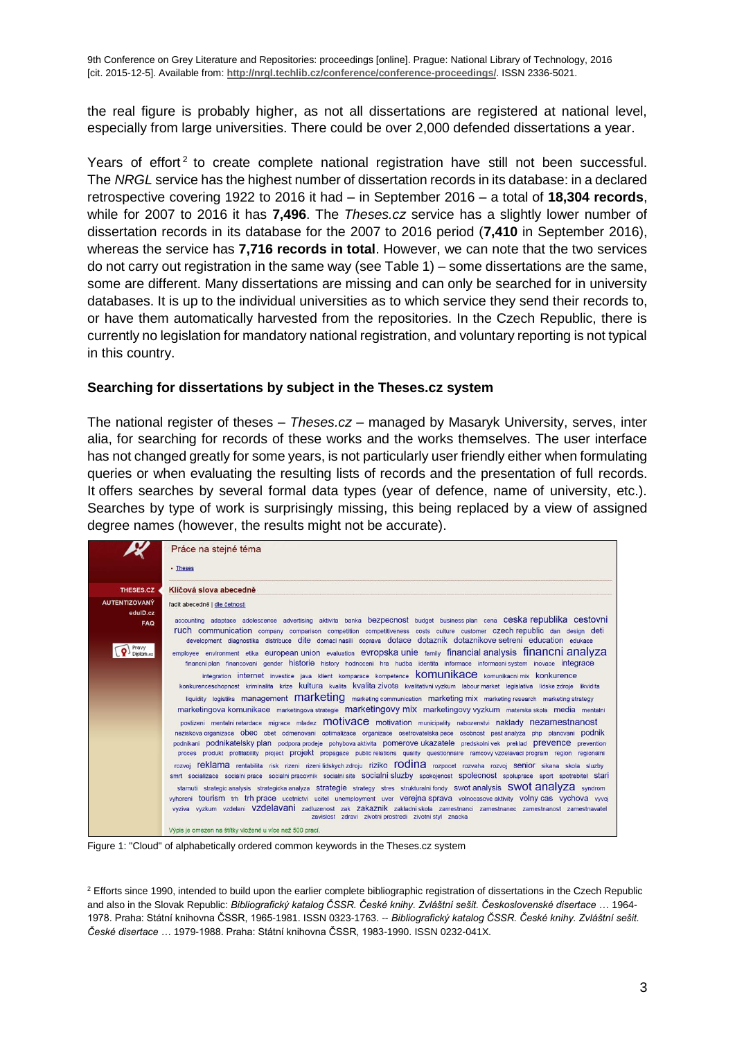the real figure is probably higher, as not all dissertations are registered at national level, especially from large universities. There could be over 2,000 defended dissertations a year.

Years of effort[2] to create complete national registration have still not been successful. The *NRGL* service has the highest number of dissertation records in its database: in a declared retrospective covering 1922 to 2016 it had – in September 2016 – a total of **18,304 records**, while for 2007 to 2016 it has **7,496**. The *Theses.cz* service has a slightly lower number of dissertation records in its database for the 2007 to 2016 period (**7,410** in September 2016), whereas the service has **7,716 records in total**. However, we can note that the two services do not carry out registration in the same way (see Table 1) – some dissertations are the same, some are different. Many dissertations are missing and can only be searched for in university databases. It is up to the individual universities as to which service they send their records to, or have them automatically harvested from the repositories. In the Czech Republic, there is currently no legislation for mandatory national registration, and voluntary reporting is not typical in this country.

### Searching for dissertations by subject in the Theses.cz system

The national register of theses – *Theses.cz* – managed by Masaryk University, serves, inter alia, for searching for records of these works and the works themselves. The user interface has not changed greatly for some years, is not particularly user friendly either when formulating queries or when evaluating the resulting lists of records and the presentation of full records. It offers searches by several formal data types (year of defence, name of university, etc.). Searches by type of work is surprisingly missing, this being replaced by a view of assigned degree names (however, the results might not be accurate).

Figure 1: "Cloud" of alphabetically ordered common keywords in the Theses.cz system

[2] Efforts since 1990, intended to build upon the earlier complete bibliographic registration of dissertations in the Czech Republic and also in the Slovak Republic: *Bibliografický katalog ČSSR. České knihy. Zvláštní sešit. Československé disertace* … 1964-1978. Praha: Státní knihovna ČSSR, 1965-1981. ISSN 0323-1763. -- *Bibliografický katalog ČSSR. České knihy. Zvláštní sešit. České disertace* … 1979-1988. Praha: Státní knihovna ČSSR, 1983-1990. ISSN 0232-041X.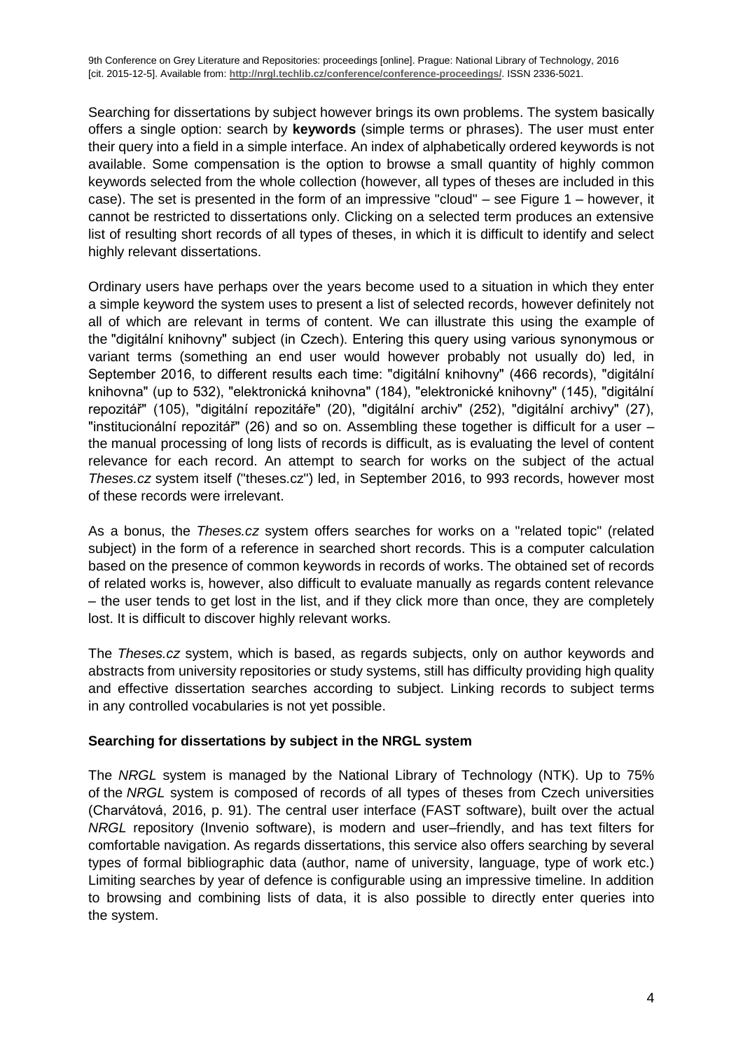Searching for dissertations by subject however brings its own problems. The system basically offers a single option: search by **keywords** (simple terms or phrases). The user must enter their query into a field in a simple interface. An index of alphabetically ordered keywords is not available. Some compensation is the option to browse a small quantity of highly common keywords selected from the whole collection (however, all types of theses are included in this case). The set is presented in the form of an impressive "cloud" – see Figure 1 – however, it cannot be restricted to dissertations only. Clicking on a selected term produces an extensive list of resulting short records of all types of theses, in which it is difficult to identify and select highly relevant dissertations.

Ordinary users have perhaps over the years become used to a situation in which they enter a simple keyword the system uses to present a list of selected records, however definitely not all of which are relevant in terms of content. We can illustrate this using the example of the "digitální knihovny" subject (in Czech). Entering this query using various synonymous or variant terms (something an end user would however probably not usually do) led, in September 2016, to different results each time: "digitální knihovny" (466 records), "digitální knihovna" (up to 532), "elektronická knihovna" (184), "elektronické knihovny" (145), "digitální repozitář" (105), "digitální repozitáře" (20), "digitální archiv" (252), "digitální archivy" (27), "institucionální repozitář" (26) and so on. Assembling these together is difficult for a user – the manual processing of long lists of records is difficult, as is evaluating the level of content relevance for each record. An attempt to search for works on the subject of the actual *Theses.cz* system itself ("theses.cz") led, in September 2016, to 993 records, however most of these records were irrelevant.

As a bonus, the *Theses.cz* system offers searches for works on a "related topic" (related subject) in the form of a reference in searched short records. This is a computer calculation based on the presence of common keywords in records of works. The obtained set of records of related works is, however, also difficult to evaluate manually as regards content relevance – the user tends to get lost in the list, and if they click more than once, they are completely lost. It is difficult to discover highly relevant works.

The *Theses.cz* system, which is based, as regards subjects, only on author keywords and abstracts from university repositories or study systems, still has difficulty providing high quality and effective dissertation searches according to subject. Linking records to subject terms in any controlled vocabularies is not yet possible.

**Searching for dissertations by subject in the NRGL system**

The *NRGL* system is managed by the National Library of Technology (NTK). Up to 75% of the *NRGL* system is composed of records of all types of theses from Czech universities (Charvátová, 2016, p. 91). The central user interface (FAST software), built over the actual *NRGL* repository (Invenio software), is modern and user–friendly, and has text filters for comfortable navigation. As regards dissertations, this service also offers searching by several types of formal bibliographic data (author, name of university, language, type of work etc.) Limiting searches by year of defence is configurable using an impressive timeline. In addition to browsing and combining lists of data, it is also possible to directly enter queries into the system.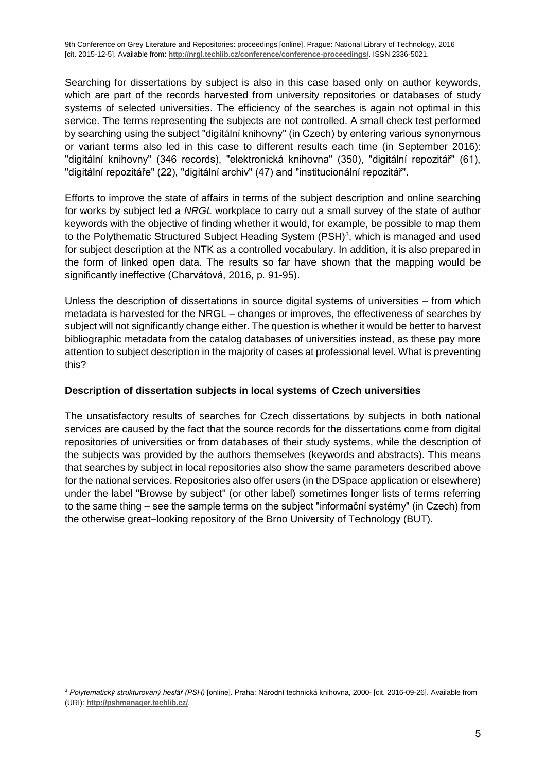Searching for dissertations by subject is also in this case based only on author keywords, which are part of the records harvested from university repositories or databases of study systems of selected universities. The efficiency of the searches is again not optimal in this service. The terms representing the subjects are not controlled. A small check test performed by searching using the subject "digitální knihovny" (in Czech) by entering various synonymous or variant terms also led in this case to different results each time (in September 2016): "digitální knihovny" (346 records), "elektronická knihovna" (350), "digitální repozitář" (61), "digitální repozitáře" (22), "digitální archiv" (47) and "institucionální repozitář".

Efforts to improve the state of affairs in terms of the subject description and online searching for works by subject led a *NRGL* workplace to carry out a small survey of the state of author keywords with the objective of finding whether it would, for example, be possible to map them to the Polythematic Structured Subject Heading System (PSH)[3], which is managed and used for subject description at the NTK as a controlled vocabulary. In addition, it is also prepared in the form of linked open data. The results so far have shown that the mapping would be significantly ineffective (Charvátová, 2016, p. 91-95).

Unless the description of dissertations in source digital systems of universities – from which metadata is harvested for the NRGL – changes or improves, the effectiveness of searches by subject will not significantly change either. The question is whether it would be better to harvest bibliographic metadata from the catalog databases of universities instead, as these pay more attention to subject description in the majority of cases at professional level. What is preventing this?

**Description of dissertation subjects in local systems of Czech universities**

The unsatisfactory results of searches for Czech dissertations by subjects in both national services are caused by the fact that the source records for the dissertations come from digital repositories of universities or from databases of their study systems, while the description of the subjects was provided by the authors themselves (keywords and abstracts). This means that searches by subject in local repositories also show the same parameters described above for the national services. Repositories also offer users (in the DSpace application or elsewhere) under the label "Browse by subject" (or other label) sometimes longer lists of terms referring to the same thing – see the sample terms on the subject "informační systémy" (in Czech) from the otherwise great–looking repository of the Brno University of Technology (BUT).

[3] *Polytematický strukturovaný heslář (PSH)* [online]. Praha: Národní technická knihovna, 2000- [cit. 2016-09-26]. Available from (URI): **http://pshmanager.techlib.cz/**.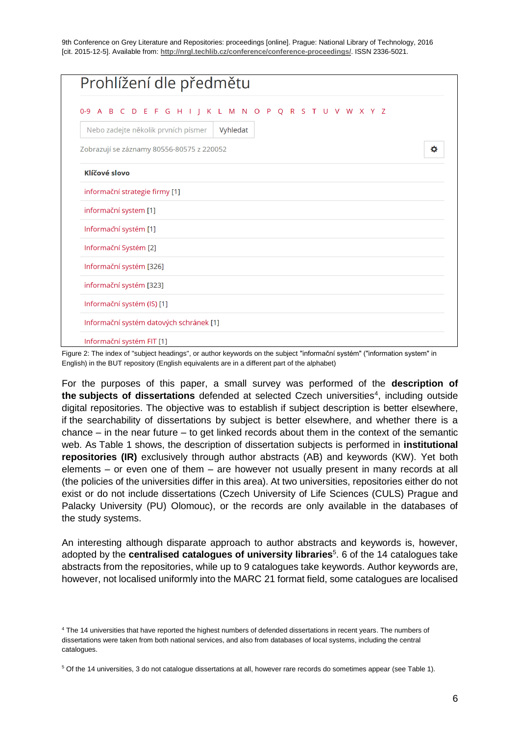## Prohlížení dle předmětu

0-9 A B C D E F G H I J K L M N O P Q R S T U V W X Y Z

Nebo zadejte několik prvních písmer | Vyhledat

Zobrazují se záznamy 80556-80575 z 220052

| Klíčové slovo |
| --- |
| informační strategie firmy [1] |
| informační system [1] |
| Informační systém [1] |
| Informační Systém [2] |
| Informační systém [326] |
| informační systém [323] |
| Informační systém (IS) [1] |
| Informační systém datových schránek [1] |
| Informační systém FIT [1] |

Figure 2: The index of "subject headings", or author keywords on the subject "informační systém" ("information system" in English) in the BUT repository (English equivalents are in a different part of the alphabet)

For the purposes of this paper, a small survey was performed of the **description of the subjects of dissertations** defended at selected Czech universities[4], including outside digital repositories. The objective was to establish if subject description is better elsewhere, if the searchability of dissertations by subject is better elsewhere, and whether there is a chance – in the near future – to get linked records about them in the context of the semantic web. As Table 1 shows, the description of dissertation subjects is performed in **institutional repositories (IR)** exclusively through author abstracts (AB) and keywords (KW). Yet both elements – or even one of them – are however not usually present in many records at all (the policies of the universities differ in this area). At two universities, repositories either do not exist or do not include dissertations (Czech University of Life Sciences (CULS) Prague and Palacky University (PU) Olomouc), or the records are only available in the databases of the study systems.

An interesting although disparate approach to author abstracts and keywords is, however, adopted by the **centralised catalogues of university libraries**[5]. 6 of the 14 catalogues take abstracts from the repositories, while up to 9 catalogues take keywords. Author keywords are, however, not localised uniformly into the MARC 21 format field, some catalogues are localised

[4] The 14 universities that have reported the highest numbers of defended dissertations in recent years. The numbers of dissertations were taken from both national services, and also from databases of local systems, including the central catalogues.

[5] Of the 14 universities, 3 do not catalogue dissertations at all, however rare records do sometimes appear (see Table 1).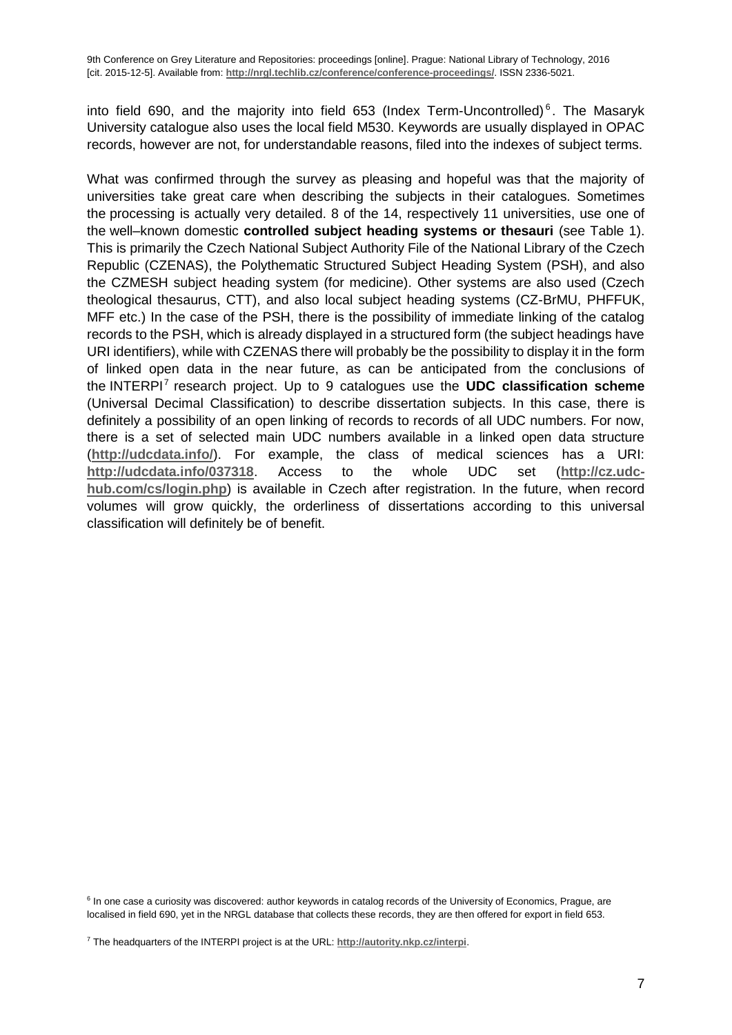into field 690, and the majority into field 653 (Index Term-Uncontrolled)[6]. The Masaryk University catalogue also uses the local field M530. Keywords are usually displayed in OPAC records, however are not, for understandable reasons, filed into the indexes of subject terms.

What was confirmed through the survey as pleasing and hopeful was that the majority of universities take great care when describing the subjects in their catalogues. Sometimes the processing is actually very detailed. 8 of the 14, respectively 11 universities, use one of the well–known domestic **controlled subject heading systems or thesauri** (see Table 1). This is primarily the Czech National Subject Authority File of the National Library of the Czech Republic (CZENAS), the Polythematic Structured Subject Heading System (PSH), and also the CZMESH subject heading system (for medicine). Other systems are also used (Czech theological thesaurus, CTT), and also local subject heading systems (CZ-BrMU, PHFFUK, MFF etc.) In the case of the PSH, there is the possibility of immediate linking of the catalog records to the PSH, which is already displayed in a structured form (the subject headings have URI identifiers), while with CZENAS there will probably be the possibility to display it in the form of linked open data in the near future, as can be anticipated from the conclusions of the INTERPI[7] research project. Up to 9 catalogues use the **UDC classification scheme** (Universal Decimal Classification) to describe dissertation subjects. In this case, there is definitely a possibility of an open linking of records to records of all UDC numbers. For now, there is a set of selected main UDC numbers available in a linked open data structure (**http://udcdata.info/**). For example, the class of medical sciences has a URI: **http://udcdata.info/037318**. Access to the whole UDC set (**http://cz.udc-hub.com/cs/login.php**) is available in Czech after registration. In the future, when record volumes will grow quickly, the orderliness of dissertations according to this universal classification will definitely be of benefit.

[6] In one case a curiosity was discovered: author keywords in catalog records of the University of Economics, Prague, are localised in field 690, yet in the NRGL database that collects these records, they are then offered for export in field 653.

[7] The headquarters of the INTERPI project is at the URL: **http://autority.nkp.cz/interpi**.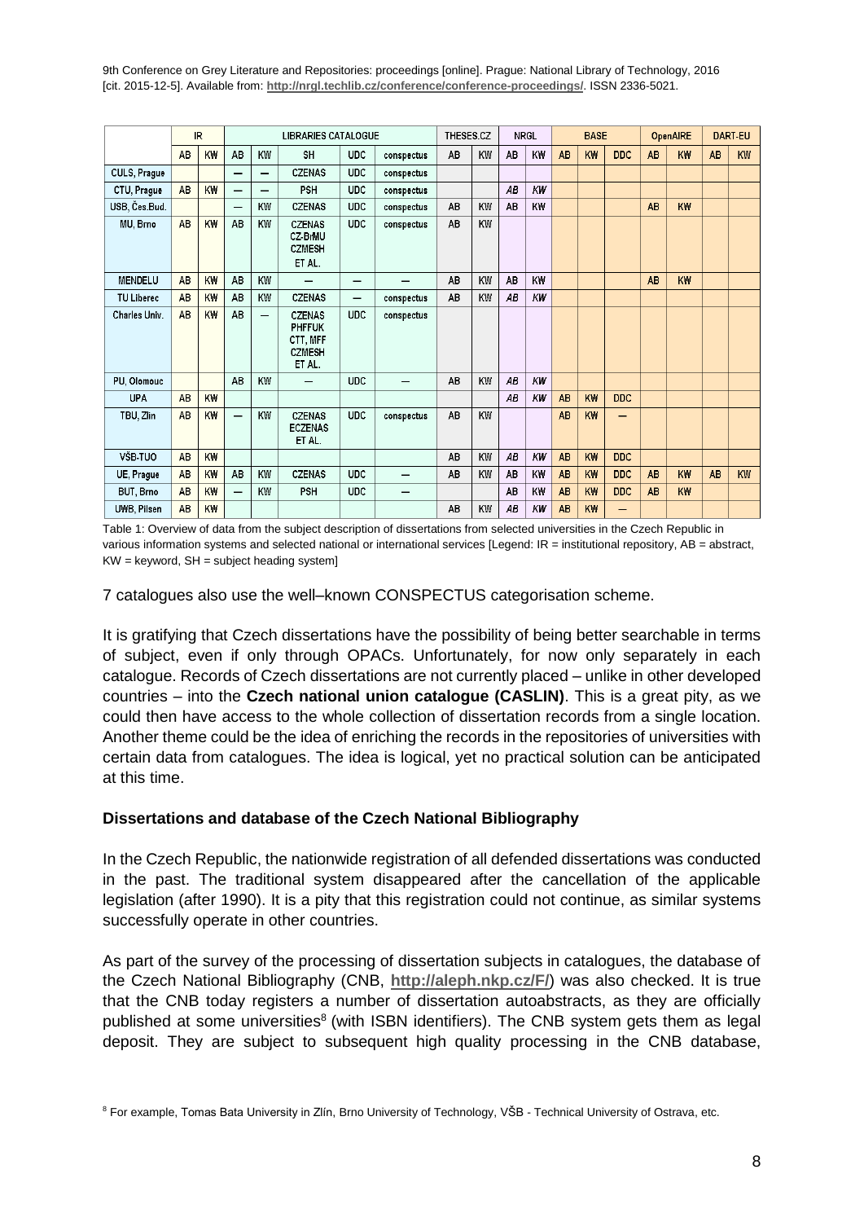| | IR | | LIBRARIES CATALOGUE | | | | | THESES.CZ | | NRGL | | BASE | | | OpenAIRE | | DART-EU | |
|---|---|---|---|---|---|---|---|---|---|---|---|---|---|---|---|---|---|---|
| | AB | KW | AB | KW | SH | UDC | conspectus | AB | KW | AB | KW | AB | KW | DDC | AB | KW | AB | KW |
| CULS, Prague | | | — | — | CZENAS | UDC | conspectus | | | | | | | | | | | |
| CTU, Prague | AB | KW | — | — | PSH | UDC | conspectus | | | AB | KW | | | | | | | |
| USB, Čes.Bud. | | | — | KW | CZENAS | UDC | conspectus | AB | KW | AB | KW | | | | AB | KW | | |
| MU, Brno | AB | KW | AB | KW | CZENAS CZ-BrMU CZMESH ET AL. | UDC | conspectus | AB | KW | | | | | | | | | |
| MENDELU | AB | KW | AB | KW | — | — | — | AB | KW | AB | KW | | | | AB | KW | | |
| TU Liberec | AB | KW | AB | KW | CZENAS | — | conspectus | AB | KW | AB | KW | | | | | | | |
| Charles Univ. | AB | KW | AB | — | CZENAS PHFFUK CTT, MFF CZMESH ET AL. | UDC | conspectus | | | | | | | | | | | |
| PU, Olomouc | | | AB | KW | — | UDC | — | AB | KW | AB | KW | | | | | | | |
| UPA | AB | KW | | | | | | | | AB | KW | AB | KW | DDC | | | | |
| TBU, Zlin | AB | KW | — | KW | CZENAS ECZENAS ET AL. | UDC | conspectus | AB | KW | | | AB | KW | — | | | | |
| VŠB-TUO | AB | KW | | | | | | AB | KW | AB | KW | AB | KW | DDC | | | | |
| UE, Prague | AB | KW | AB | KW | CZENAS | UDC | — | AB | KW | AB | KW | AB | KW | DDC | AB | KW | AB | KW |
| BUT, Brno | AB | KW | — | KW | PSH | UDC | — | | | AB | KW | AB | KW | DDC | AB | KW | | |
| UWB, Pilsen | AB | KW | | | | | | AB | KW | AB | KW | AB | KW | — | | | | |

Table 1: Overview of data from the subject description of dissertations from selected universities in the Czech Republic in various information systems and selected national or international services [Legend: IR = institutional repository, AB = abstract, KW = keyword, SH = subject heading system]

7 catalogues also use the well–known CONSPECTUS categorisation scheme.

It is gratifying that Czech dissertations have the possibility of being better searchable in terms of subject, even if only through OPACs. Unfortunately, for now only separately in each catalogue. Records of Czech dissertations are not currently placed – unlike in other developed countries – into the **Czech national union catalogue (CASLIN)**. This is a great pity, as we could then have access to the whole collection of dissertation records from a single location. Another theme could be the idea of enriching the records in the repositories of universities with certain data from catalogues. The idea is logical, yet no practical solution can be anticipated at this time.

### Dissertations and database of the Czech National Bibliography

In the Czech Republic, the nationwide registration of all defended dissertations was conducted in the past. The traditional system disappeared after the cancellation of the applicable legislation (after 1990). It is a pity that this registration could not continue, as similar systems successfully operate in other countries.

As part of the survey of the processing of dissertation subjects in catalogues, the database of the Czech National Bibliography (CNB, **http://aleph.nkp.cz/F/**) was also checked. It is true that the CNB today registers a number of dissertation autoabstracts, as they are officially published at some universities[8] (with ISBN identifiers). The CNB system gets them as legal deposit. They are subject to subsequent high quality processing in the CNB database,

[8] For example, Tomas Bata University in Zlín, Brno University of Technology, VŠB - Technical University of Ostrava, etc.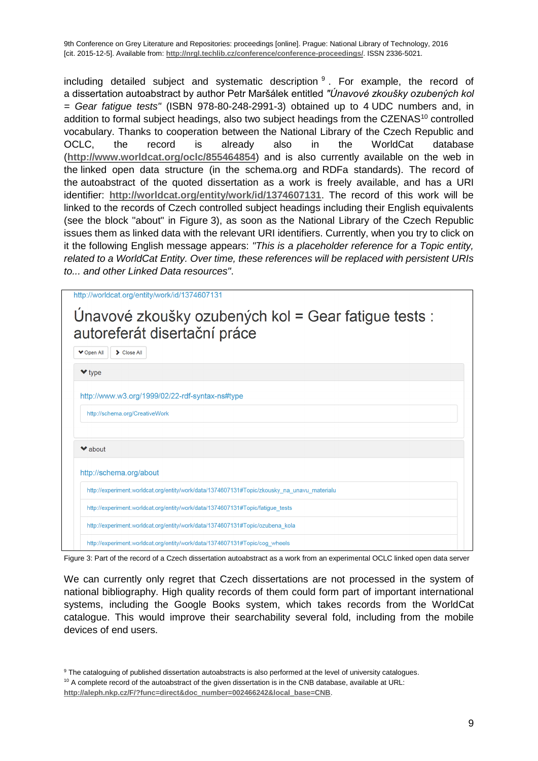including detailed subject and systematic description[9]. For example, the record of a dissertation autoabstract by author Petr Maršálek entitled *"Únavové zkoušky ozubených kol = Gear fatigue tests"* (ISBN 978-80-248-2991-3) obtained up to 4 UDC numbers and, in addition to formal subject headings, also two subject headings from the CZENAS[10] controlled vocabulary. Thanks to cooperation between the National Library of the Czech Republic and OCLC, the record is already also in the WorldCat database (**http://www.worldcat.org/oclc/855464854**) and is also currently available on the web in the linked open data structure (in the schema.org and RDFa standards). The record of the autoabstract of the quoted dissertation as a work is freely available, and has a URI identifier: **http://worldcat.org/entity/work/id/1374607131**. The record of this work will be linked to the records of Czech controlled subject headings including their English equivalents (see the block "about" in Figure 3), as soon as the National Library of the Czech Republic issues them as linked data with the relevant URI identifiers. Currently, when you try to click on it the following English message appears: *"This is a placeholder reference for a Topic entity, related to a WorldCat Entity. Over time, these references will be replaced with persistent URIs to... and other Linked Data resources"*.

http://worldcat.org/entity/work/id/1374607131

Únavové zkoušky ozubených kol = Gear fatigue tests : autoreferát disertační práce

Open All | Close All

type

http://www.w3.org/1999/02/22-rdf-syntax-ns#type

http://schema.org/CreativeWork

about

http://schema.org/about

http://experiment.worldcat.org/entity/work/data/1374607131#Topic/zkousky_na_unavu_materialu

http://experiment.worldcat.org/entity/work/data/1374607131#Topic/fatigue_tests

http://experiment.worldcat.org/entity/work/data/1374607131#Topic/ozubena_kola

http://experiment.worldcat.org/entity/work/data/1374607131#Topic/cog_wheels

Figure 3: Part of the record of a Czech dissertation autoabstract as a work from an experimental OCLC linked open data server

We can currently only regret that Czech dissertations are not processed in the system of national bibliography. High quality records of them could form part of important international systems, including the Google Books system, which takes records from the WorldCat catalogue. This would improve their searchability several fold, including from the mobile devices of end users.

[9] The cataloguing of published dissertation autoabstracts is also performed at the level of university catalogues.
[10] A complete record of the autoabstract of the given dissertation is in the CNB database, available at URL: **http://aleph.nkp.cz/F/?func=direct&doc_number=002466242&local_base=CNB**.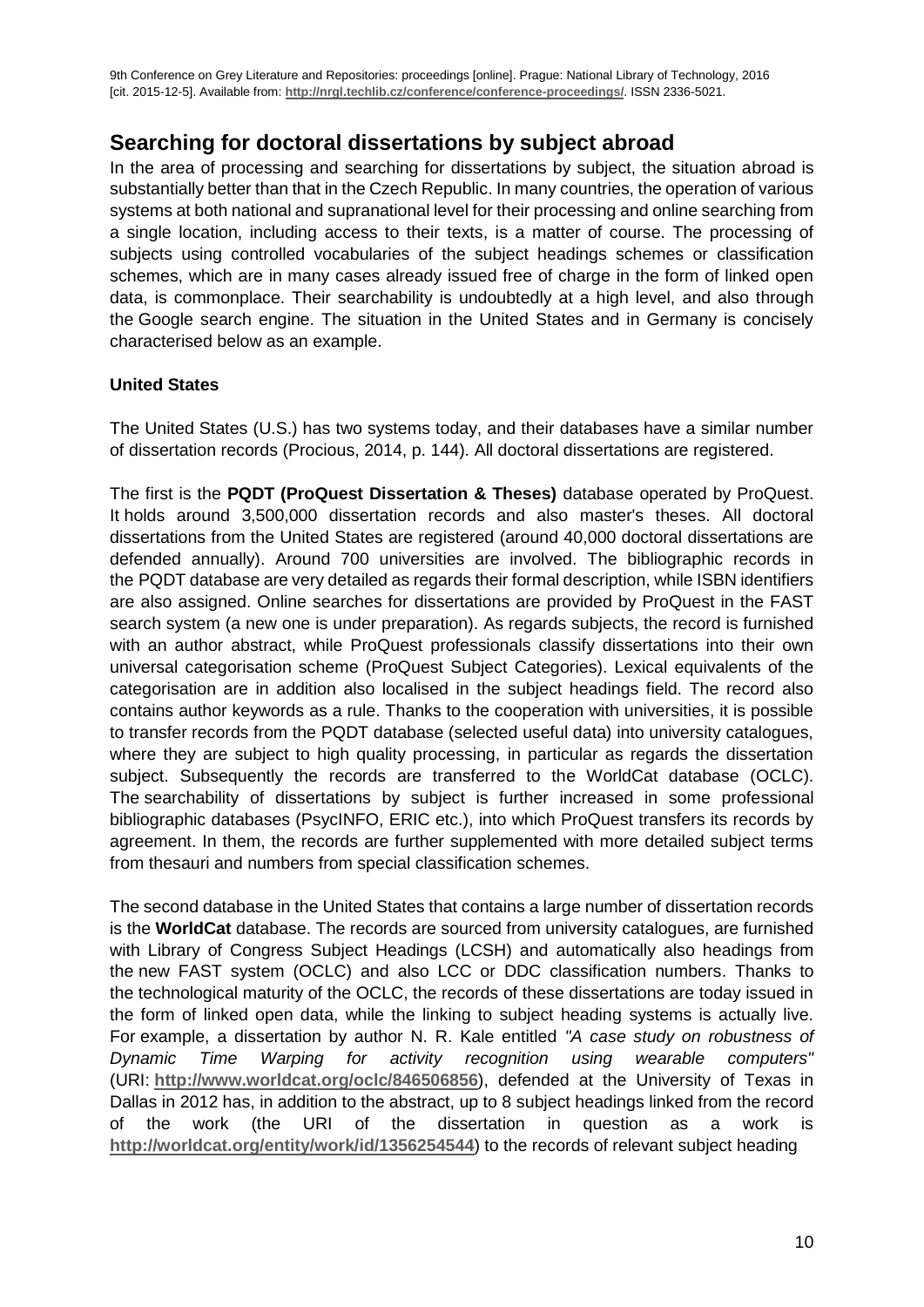## Searching for doctoral dissertations by subject abroad

In the area of processing and searching for dissertations by subject, the situation abroad is substantially better than that in the Czech Republic. In many countries, the operation of various systems at both national and supranational level for their processing and online searching from a single location, including access to their texts, is a matter of course. The processing of subjects using controlled vocabularies of the subject headings schemes or classification schemes, which are in many cases already issued free of charge in the form of linked open data, is commonplace. Their searchability is undoubtedly at a high level, and also through the Google search engine. The situation in the United States and in Germany is concisely characterised below as an example.

### United States

The United States (U.S.) has two systems today, and their databases have a similar number of dissertation records (Procious, 2014, p. 144). All doctoral dissertations are registered.

The first is the **PQDT (ProQuest Dissertation & Theses)** database operated by ProQuest. It holds around 3,500,000 dissertation records and also master's theses. All doctoral dissertations from the United States are registered (around 40,000 doctoral dissertations are defended annually). Around 700 universities are involved. The bibliographic records in the PQDT database are very detailed as regards their formal description, while ISBN identifiers are also assigned. Online searches for dissertations are provided by ProQuest in the FAST search system (a new one is under preparation). As regards subjects, the record is furnished with an author abstract, while ProQuest professionals classify dissertations into their own universal categorisation scheme (ProQuest Subject Categories). Lexical equivalents of the categorisation are in addition also localised in the subject headings field. The record also contains author keywords as a rule. Thanks to the cooperation with universities, it is possible to transfer records from the PQDT database (selected useful data) into university catalogues, where they are subject to high quality processing, in particular as regards the dissertation subject. Subsequently the records are transferred to the WorldCat database (OCLC). The searchability of dissertations by subject is further increased in some professional bibliographic databases (PsycINFO, ERIC etc.), into which ProQuest transfers its records by agreement. In them, the records are further supplemented with more detailed subject terms from thesauri and numbers from special classification schemes.

The second database in the United States that contains a large number of dissertation records is the **WorldCat** database. The records are sourced from university catalogues, are furnished with Library of Congress Subject Headings (LCSH) and automatically also headings from the new FAST system (OCLC) and also LCC or DDC classification numbers. Thanks to the technological maturity of the OCLC, the records of these dissertations are today issued in the form of linked open data, while the linking to subject heading systems is actually live. For example, a dissertation by author N. R. Kale entitled *"A case study on robustness of Dynamic Time Warping for activity recognition using wearable computers"* (URI: **http://www.worldcat.org/oclc/846506856**), defended at the University of Texas in Dallas in 2012 has, in addition to the abstract, up to 8 subject headings linked from the record of the work (the URI of the dissertation in question as a work is **http://worldcat.org/entity/work/id/1356254544**) to the records of relevant subject heading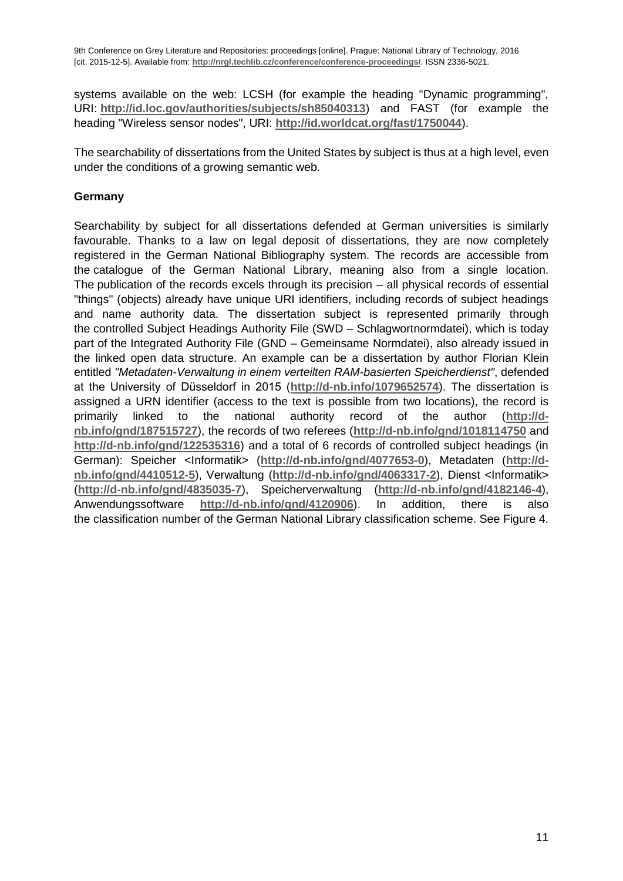systems available on the web: LCSH (for example the heading "Dynamic programming", URI: **http://id.loc.gov/authorities/subjects/sh85040313**) and FAST (for example the heading "Wireless sensor nodes", URI: **http://id.worldcat.org/fast/1750044**).

The searchability of dissertations from the United States by subject is thus at a high level, even under the conditions of a growing semantic web.

**Germany**

Searchability by subject for all dissertations defended at German universities is similarly favourable. Thanks to a law on legal deposit of dissertations, they are now completely registered in the German National Bibliography system. The records are accessible from the catalogue of the German National Library, meaning also from a single location. The publication of the records excels through its precision – all physical records of essential "things" (objects) already have unique URI identifiers, including records of subject headings and name authority data. The dissertation subject is represented primarily through the controlled Subject Headings Authority File (SWD – Schlagwortnormdatei), which is today part of the Integrated Authority File (GND – Gemeinsame Normdatei), also already issued in the linked open data structure. An example can be a dissertation by author Florian Klein entitled *"Metadaten-Verwaltung in einem verteilten RAM-basierten Speicherdienst"*, defended at the University of Düsseldorf in 2015 (**http://d-nb.info/1079652574**). The dissertation is assigned a URN identifier (access to the text is possible from two locations), the record is primarily linked to the national authority record of the author (**http://d-nb.info/gnd/187515727**), the records of two referees (**http://d-nb.info/gnd/1018114750** and **http://d-nb.info/gnd/122535316**) and a total of 6 records of controlled subject headings (in German): Speicher <Informatik> (**http://d-nb.info/gnd/4077653-0**), Metadaten (**http://d-nb.info/gnd/4410512-5**), Verwaltung (**http://d-nb.info/gnd/4063317-2**), Dienst <Informatik> (**http://d-nb.info/gnd/4835035-7**), Speicherverwaltung (**http://d-nb.info/gnd/4182146-4**), Anwendungssoftware **http://d-nb.info/gnd/4120906**). In addition, there is also the classification number of the German National Library classification scheme. See Figure 4.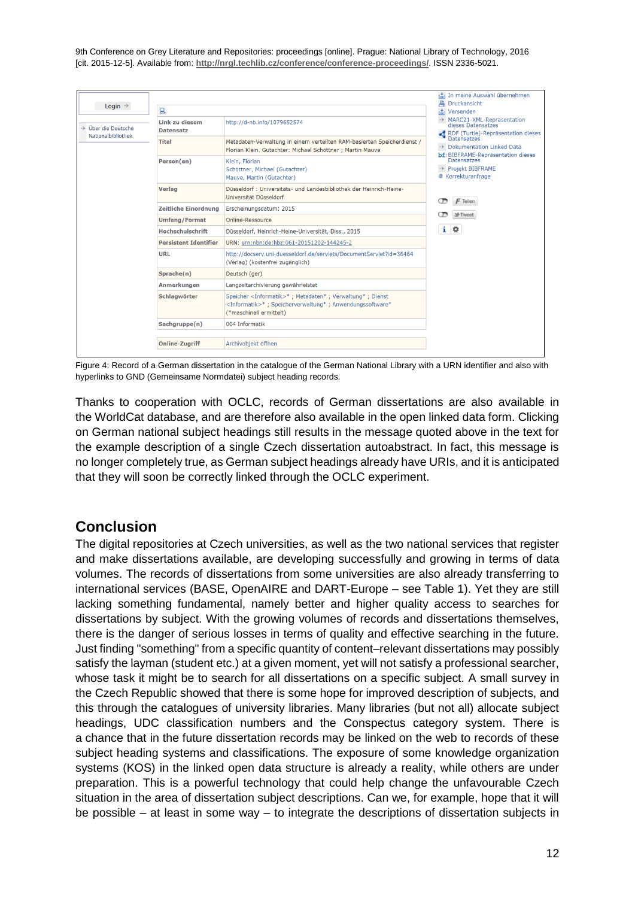| Link zu diesem Datensatz | http://d-nb.info/1079652574 |
|---|---|
| Titel | Metadaten-Verwaltung in einem verteilten RAM-basierten Speicherdienst / Florian Klein. Gutachter: Michael Schöttner ; Martin Mauve |
| Person(en) | Klein, Florian<br>Schöttner, Michael (Gutachter)<br>Mauve, Martin (Gutachter) |
| Verlag | Düsseldorf : Universitäts- und Landesbibliothek der Heinrich-Heine-Universität Düsseldorf |
| Zeitliche Einordnung | Erscheinungsdatum: 2015 |
| Umfang/Format | Online-Ressource |
| Hochschulschrift | Düsseldorf, Heinrich-Heine-Universität, Diss., 2015 |
| Persistent Identifier | URN: urn:nbn:de:hbz:061-20151202-144245-2 |
| URL | http://docserv.uni-duesseldorf.de/servlets/DocumentServlet?id=36464 (Verlag) (kostenfrei zugänglich) |
| Sprache(n) | Deutsch (ger) |
| Anmerkungen | Langzeitarchivierung gewährleistet |
| Schlagwörter | Speicher <Informatik>* ; Metadaten* ; Verwaltung* ; Dienst <Informatik>* ; Speicherverwaltung* ; Anwendungssoftware* (*maschinell ermittelt) |
| Sachgruppe(n) | 004 Informatik |
| Online-Zugriff | Archivobjekt öffnen |

Figure 4: Record of a German dissertation in the catalogue of the German National Library with a URN identifier and also with hyperlinks to GND (Gemeinsame Normdatei) subject heading records.

Thanks to cooperation with OCLC, records of German dissertations are also available in the WorldCat database, and are therefore also available in the open linked data form. Clicking on German national subject headings still results in the message quoted above in the text for the example description of a single Czech dissertation autoabstract. In fact, this message is no longer completely true, as German subject headings already have URIs, and it is anticipated that they will soon be correctly linked through the OCLC experiment.

## Conclusion

The digital repositories at Czech universities, as well as the two national services that register and make dissertations available, are developing successfully and growing in terms of data volumes. The records of dissertations from some universities are also already transferring to international services (BASE, OpenAIRE and DART-Europe – see Table 1). Yet they are still lacking something fundamental, namely better and higher quality access to searches for dissertations by subject. With the growing volumes of records and dissertations themselves, there is the danger of serious losses in terms of quality and effective searching in the future. Just finding "something" from a specific quantity of content–relevant dissertations may possibly satisfy the layman (student etc.) at a given moment, yet will not satisfy a professional searcher, whose task it might be to search for all dissertations on a specific subject. A small survey in the Czech Republic showed that there is some hope for improved description of subjects, and this through the catalogues of university libraries. Many libraries (but not all) allocate subject headings, UDC classification numbers and the Conspectus category system. There is a chance that in the future dissertation records may be linked on the web to records of these subject heading systems and classifications. The exposure of some knowledge organization systems (KOS) in the linked open data structure is already a reality, while others are under preparation. This is a powerful technology that could help change the unfavourable Czech situation in the area of dissertation subject descriptions. Can we, for example, hope that it will be possible – at least in some way – to integrate the descriptions of dissertation subjects in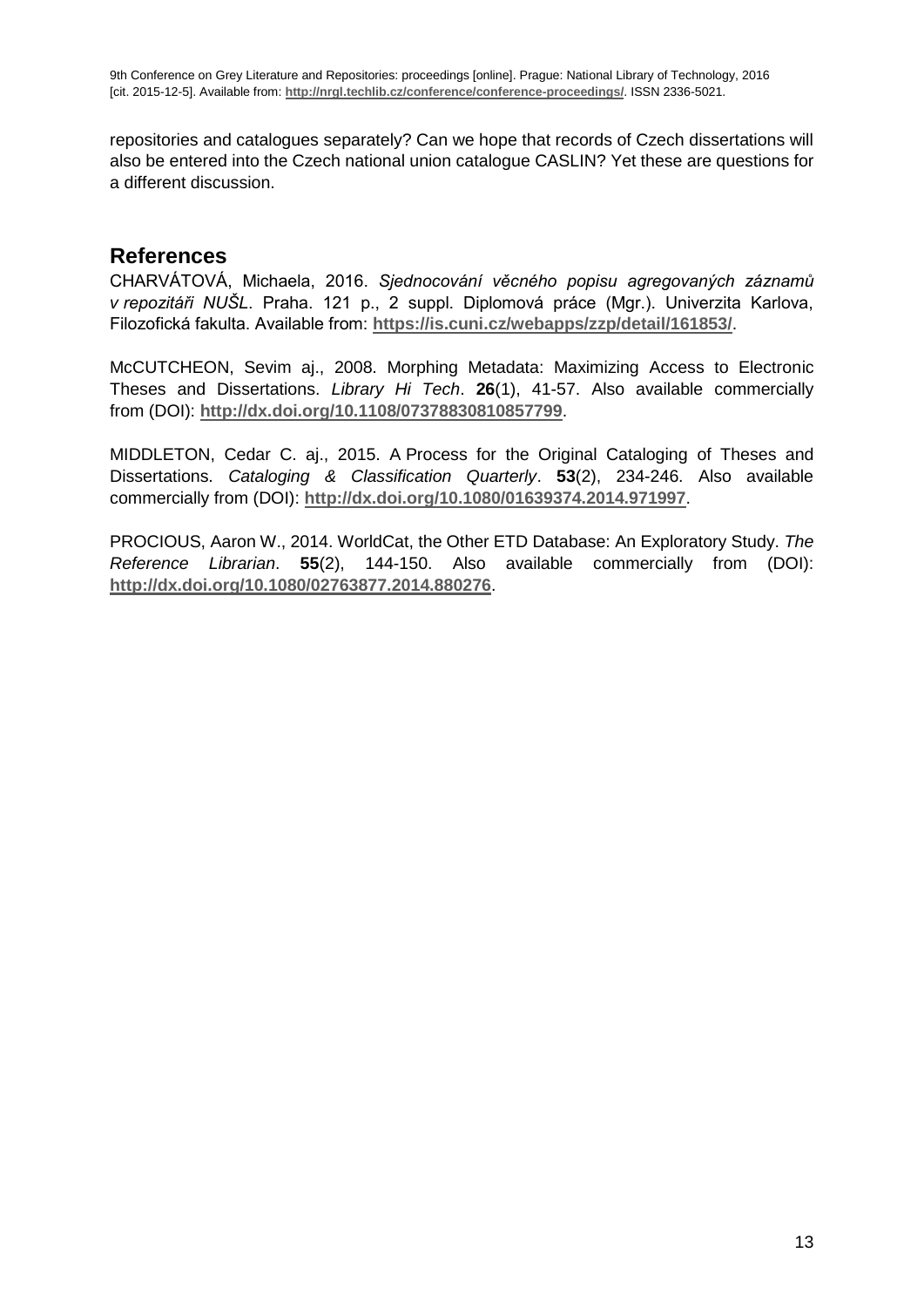repositories and catalogues separately? Can we hope that records of Czech dissertations will also be entered into the Czech national union catalogue CASLIN? Yet these are questions for a different discussion.

## References

CHARVÁTOVÁ, Michaela, 2016. *Sjednocování věcného popisu agregovaných záznamů v repozitáři NUŠL*. Praha. 121 p., 2 suppl. Diplomová práce (Mgr.). Univerzita Karlova, Filozofická fakulta. Available from: **https://is.cuni.cz/webapps/zzp/detail/161853/**.

McCUTCHEON, Sevim aj., 2008. Morphing Metadata: Maximizing Access to Electronic Theses and Dissertations. *Library Hi Tech*. **26**(1), 41-57. Also available commercially from (DOI): **http://dx.doi.org/10.1108/07378830810857799**.

MIDDLETON, Cedar C. aj., 2015. A Process for the Original Cataloging of Theses and Dissertations. *Cataloging & Classification Quarterly*. **53**(2), 234-246. Also available commercially from (DOI): **http://dx.doi.org/10.1080/01639374.2014.971997**.

PROCIOUS, Aaron W., 2014. WorldCat, the Other ETD Database: An Exploratory Study. *The Reference Librarian*. **55**(2), 144-150. Also available commercially from (DOI): **http://dx.doi.org/10.1080/02763877.2014.880276**.